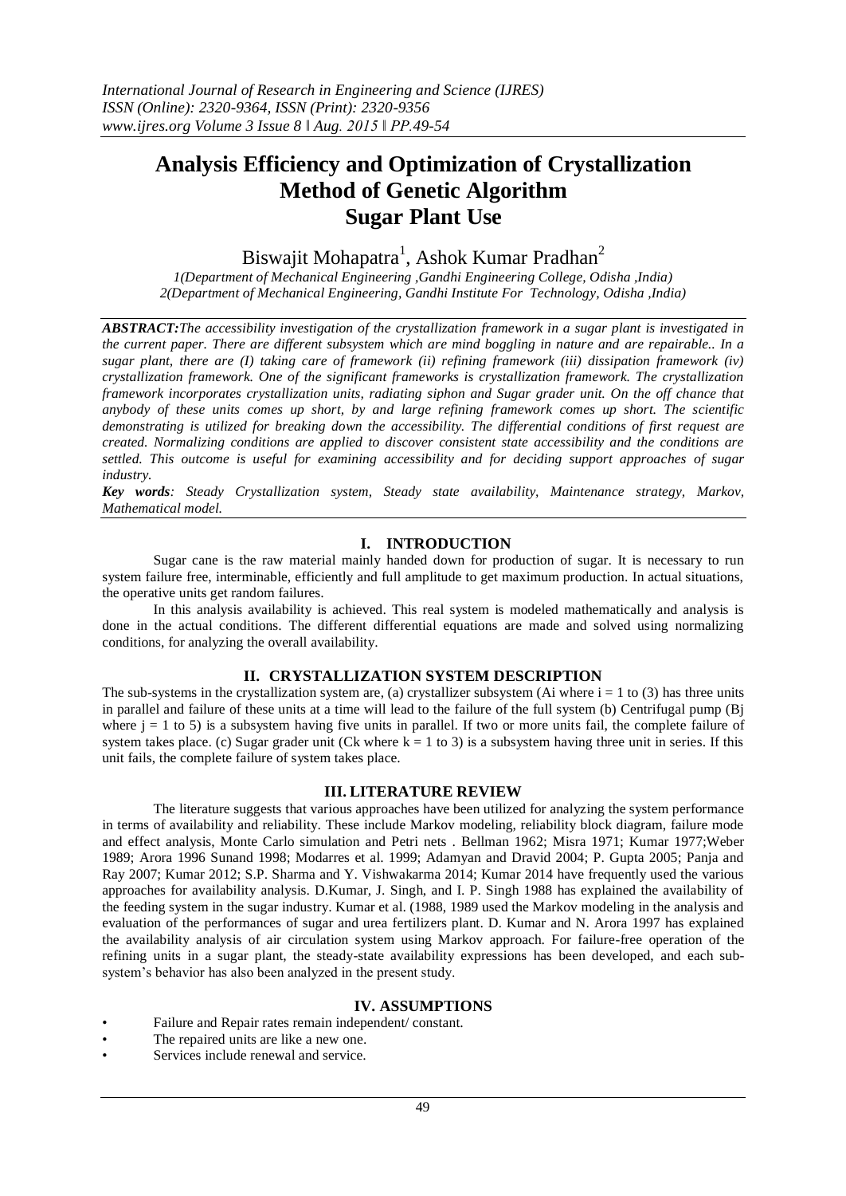# Analysis Efficiency and Optimization of Crystallization Method of Genetic Algorithm Sugar Plant Use

Biswajit Mohapatra[1], Ashok Kumar Pradhan[2]

*1(Department of Mechanical Engineering ,Gandhi Engineering College, Odisha ,India)*
*2(Department of Mechanical Engineering, Gandhi Institute For Technology, Odisha ,India)*

***ABSTRACT:****The accessibility investigation of the crystallization framework in a sugar plant is investigated in the current paper. There are different subsystem which are mind boggling in nature and are repairable.. In a sugar plant, there are (I) taking care of framework (ii) refining framework (iii) dissipation framework (iv) crystallization framework. One of the significant frameworks is crystallization framework. The crystallization framework incorporates crystallization units, radiating siphon and Sugar grader unit. On the off chance that anybody of these units comes up short, by and large refining framework comes up short. The scientific demonstrating is utilized for breaking down the accessibility. The differential conditions of first request are created. Normalizing conditions are applied to discover consistent state accessibility and the conditions are settled. This outcome is useful for examining accessibility and for deciding support approaches of sugar industry.*

***Key words****: Steady Crystallization system, Steady state availability, Maintenance strategy, Markov, Mathematical model.*

## I. INTRODUCTION

Sugar cane is the raw material mainly handed down for production of sugar. It is necessary to run system failure free, interminable, efficiently and full amplitude to get maximum production. In actual situations, the operative units get random failures.

In this analysis availability is achieved. This real system is modeled mathematically and analysis is done in the actual conditions. The different differential equations are made and solved using normalizing conditions, for analyzing the overall availability.

## II. CRYSTALLIZATION SYSTEM DESCRIPTION

The sub-systems in the crystallization system are, (a) crystallizer subsystem ($A_i$ where $i = 1$ to (3) has three units in parallel and failure of these units at a time will lead to the failure of the full system (b) Centrifugal pump ($B_j$ where $j = 1$ to 5) is a subsystem having five units in parallel. If two or more units fail, the complete failure of system takes place. (c) Sugar grader unit ($C_k$ where $k = 1$ to 3) is a subsystem having three unit in series. If this unit fails, the complete failure of system takes place.

## III. LITERATURE REVIEW

The literature suggests that various approaches have been utilized for analyzing the system performance in terms of availability and reliability. These include Markov modeling, reliability block diagram, failure mode and effect analysis, Monte Carlo simulation and Petri nets . Bellman 1962; Misra 1971; Kumar 1977;Weber 1989; Arora 1996 Sunand 1998; Modarres et al. 1999; Adamyan and Dravid 2004; P. Gupta 2005; Panja and Ray 2007; Kumar 2012; S.P. Sharma and Y. Vishwakarma 2014; Kumar 2014 have frequently used the various approaches for availability analysis. D.Kumar, J. Singh, and I. P. Singh 1988 has explained the availability of the feeding system in the sugar industry. Kumar et al. (1988, 1989 used the Markov modeling in the analysis and evaluation of the performances of sugar and urea fertilizers plant. D. Kumar and N. Arora 1997 has explained the availability analysis of air circulation system using Markov approach. For failure-free operation of the refining units in a sugar plant, the steady-state availability expressions has been developed, and each sub-system's behavior has also been analyzed in the present study.

## IV. ASSUMPTIONS

- Failure and Repair rates remain independent/ constant.
- The repaired units are like a new one.
- Services include renewal and service.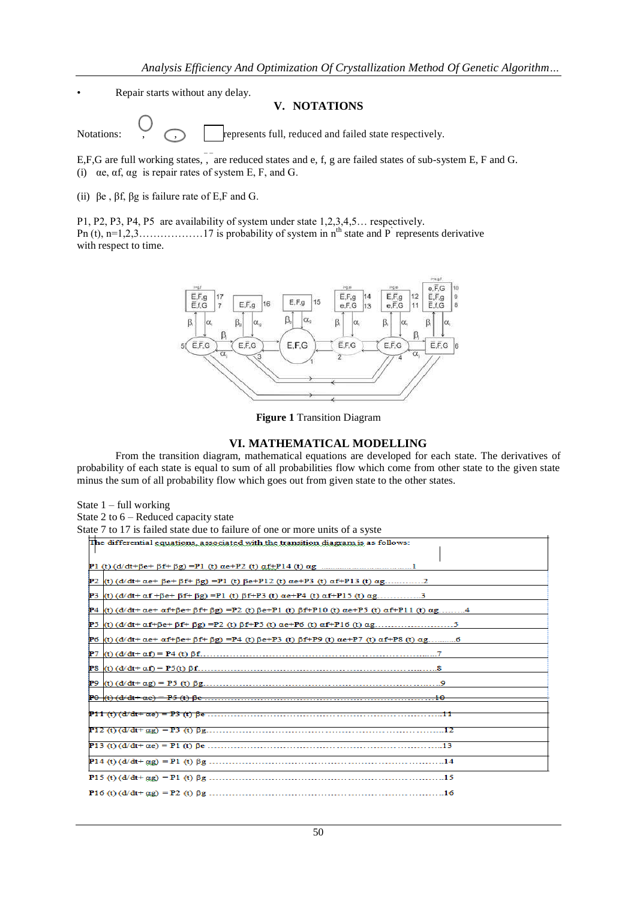- Repair starts without any delay.

## V. NOTATIONS

Notations: ○ , ⬭ , □ represents full, reduced and failed state respectively.

E,F,G are full working states, $\bar{E}$, $\bar{F}$ are reduced states and e, f, g are failed states of sub-system E, F and G.

(i) $\alpha e$, $\alpha f$, $\alpha g$ is repair rates of system E, F, and G.

(ii) $\beta e$ , $\beta f$, $\beta g$ is failure rate of E,F and G.

P1, P2, P3, P4, P5 are availability of system under state 1,2,3,4,5… respectively.
Pn (t), n=1,2,3………………17 is probability of system in n[th] state and P' represents derivative with respect to time.

**Figure 1** Transition Diagram

## VI. MATHEMATICAL MODELLING

From the transition diagram, mathematical equations are developed for each state. The derivatives of probability of each state is equal to sum of all probabilities flow which come from other state to the given state minus the sum of all probability flow which goes out from given state to the other states.

State 1 – full working
State 2 to 6 – Reduced capacity state
State 7 to 17 is failed state due to failure of one or more units of a syste

The differential equations associated with the transition diagram is as follows:

$P1\,(t)\,(d/dt+\beta e+\beta f+\beta g) = P1\,(t)\,\alpha e+P2\,(t)\,\alpha f+P14\,(t)\,\alpha g$ ……………………………1

$P2\,(t)\,(d/dt+\alpha e+\beta e+\beta f+\beta g) = P1\,(t)\,\beta e+P12\,(t)\,\alpha e+P3\,(t)\,\alpha f+P13\,(t)\,\alpha g$…………2

$P3\,(t)\,(d/dt+\alpha f+\beta e+\beta f+\beta g) = P1\,(t)\,\beta f+P3\,(t)\,\alpha e+P4\,(t)\,\alpha f+P15\,(t)\,\alpha g$…………3

$P4\,(t)\,(d/dt+\alpha e+\alpha f+\beta e+\beta f+\beta g) = P2\,(t)\,\beta e+P1\,(t)\,\beta f+P10\,(t)\,\alpha e+P5\,(t)\,\alpha f+P11\,(t)\,\alpha g$………4

$P5\,(t)\,(d/dt+\alpha f+\beta e+\beta f+\beta g) = P2\,(t)\,\beta f+P5\,(t)\,\alpha e+P6\,(t)\,\alpha f+P16\,(t)\,\alpha g$……………………5

$P6\,(t)\,(d/dt+\alpha e+\alpha f+\beta e+\beta f+\beta g) = P4\,(t)\,\beta e+P3\,(t)\,\beta f+P9\,(t)\,\alpha e+P7\,(t)\,\alpha f+P8\,(t)\,\alpha g$………6

$P7\,(t)\,(d/dt+\alpha f) = P4\,(t)\,\beta f$……………………………………………………………………7

$P8\,(t)\,(d/dt+\alpha f) = P5(t)\,\beta f$……………………………………………………………………8

$P9\,(t)\,(d/dt+\alpha g) = P5\,(t)\,\beta g$……………………………………………………………………9

$P0\,(t)\,(d/dt+\alpha e) = P5\,(t)\,\beta e$……………………………………………………………………10

$P11\,(t)\,(d/dt+\alpha e) = P3\,(t)\,\beta e$……………………………………………………………………11

$P12\,(t)\,(d/dt+\alpha g) = P3\,(t)\,\beta g$……………………………………………………………………12

$P13\,(t)\,(d/dt+\alpha e) = P1\,(t)\,\beta e$……………………………………………………………………13

$P14\,(t)\,(d/dt+\alpha g) = P1\,(t)\,\beta g$……………………………………………………………………14

$P15\,(t)\,(d/dt+\alpha g) = P1\,(t)\,\beta g$……………………………………………………………………15

$P16\,(t)\,(d/dt+\alpha g) = P2\,(t)\,\beta g$……………………………………………………………………16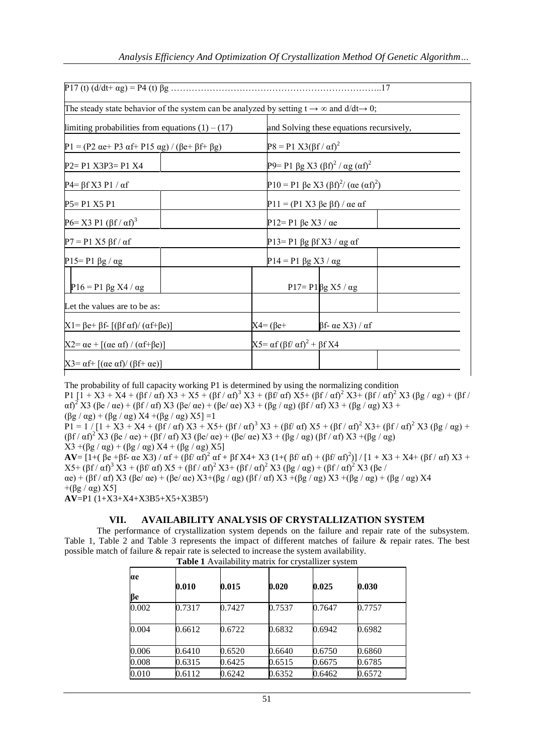$P17(t)(d/dt+\alpha g) = P4(t)\beta g$ ……………………………………………………………..17

The steady state behavior of the system can be analyzed by setting $t \rightarrow \infty$ and $d/dt \rightarrow 0$;

limiting probabilities from equations (1) – (17) and Solving these equations recursively,

$P1 = (P2\ \alpha e + P3\ \alpha f + P15\ \alpha g) / (\beta e + \beta f + \beta g)$

$P2 = P1\ X3$ $P3 = P1\ X4$

$P4 = \beta f\ X3\ P1 / \alpha f$

$P5 = P1\ X5\ P1$

$P6 = X3\ P1\ (\beta f / \alpha f)^3$

$P7 = P1\ X5\ \beta f / \alpha f$

$P15 = P1\ \beta g / \alpha g$

$P16 = P1\ \beta g\ X4 / \alpha g$

$P8 = P1\ X3(\beta f / \alpha f)^2$

$P9 = P1\ \beta g\ X3\ (\beta f)^2 / \alpha g\ (\alpha f)^2$

$P10 = P1\ \beta e\ X3\ (\beta f)^2 / (\alpha e\ (\alpha f)^2)$

$P11 = (P1\ X3\ \beta e\ \beta f) / \alpha e\ \alpha f$

$P12 = P1\ \beta e\ X3 / \alpha e$

$P13 = P1\ \beta g\ \beta f\ X3 / \alpha g\ \alpha f$

$P14 = P1\ \beta g\ X3 / \alpha g$

$P17 = P1\ \beta g\ X5 / \alpha g$

Let the values are to be as:

$X1 = \beta e + \beta f - [(\beta f\ \alpha f) / (\alpha f + \beta e)]$

$X2 = \alpha e + [(\alpha e\ \alpha f) / (\alpha f + \beta e)]$

$X3 = \alpha f + [(\alpha e\ \alpha f) / (\beta f + \alpha e)]$

$X4 = (\beta e + \beta f - \alpha e\ X3) / \alpha f$

$X5 = \alpha f\ (\beta f / \alpha f)^2 + \beta f\ X4$

The probability of full capacity working P1 is determined by using the normalizing condition

$$P1\ [1 + X3 + X4 + (\beta f / \alpha f)\ X3 + X5 + (\beta f / \alpha f)^3\ X3 + (\beta f / \alpha f)\ X5 + (\beta f / \alpha f)^2\ X3 + (\beta f / \alpha f)^2\ X3\ (\beta g / \alpha g) + (\beta f / \alpha f)^2\ X3\ (\beta e / \alpha e) + (\beta f / \alpha f)\ X3\ (\beta e / \alpha e) + (\beta e / \alpha e)\ X3 + (\beta g / \alpha g)\ (\beta f / \alpha f)\ X3 + (\beta g / \alpha g)\ X3 + (\beta g / \alpha g) + (\beta g / \alpha g)\ X4 + (\beta g / \alpha g)\ X5] = 1$$

$$P1 = 1 / [1 + X3 + X4 + (\beta f / \alpha f)\ X3 + X5 + (\beta f / \alpha f)^3\ X3 + (\beta f / \alpha f)\ X5 + (\beta f / \alpha f)^2\ X3 + (\beta f / \alpha f)^2\ X3\ (\beta g / \alpha g) + (\beta f / \alpha f)^2\ X3\ (\beta e / \alpha e) + (\beta f / \alpha f)\ X3\ (\beta e / \alpha e) + (\beta e / \alpha e)\ X3 + (\beta g / \alpha g)\ (\beta f / \alpha f)\ X3 + (\beta g / \alpha g)\ X3 + (\beta g / \alpha g) + (\beta g / \alpha g)\ X4 + (\beta g / \alpha g)\ X5]$$

$$\mathbf{AV} = [1 + (\beta e + \beta f - \alpha e\ X3) / \alpha f + (\beta f / \alpha f)^2\ \alpha f + \beta f\ X4 + X3\ (1 + (\beta f / \alpha f) + (\beta f / \alpha f)^2)] / [1 + X3 + X4 + (\beta f / \alpha f)\ X3 + X5 + (\beta f / \alpha f)^3\ X3 + (\beta f / \alpha f)\ X5 + (\beta f / \alpha f)^2\ X3 + (\beta f / \alpha f)^2\ X3\ (\beta g / \alpha g) + (\beta f / \alpha f)^2\ X3\ (\beta e / \alpha e) + (\beta f / \alpha f)\ X3\ (\beta e / \alpha e) + (\beta e / \alpha e)\ X3 + (\beta g / \alpha g)\ (\beta f / \alpha f)\ X3 + (\beta g / \alpha g)\ X3 + (\beta g / \alpha g) + (\beta g / \alpha g)\ X4 + (\beta g / \alpha g)\ X5]$$

$$\mathbf{AV} = P1\ (1 + X3 + X4 + X3B5 + X5 + X3B5^3)$$

## VII. AVAILABILITY ANALYSIS OF CRYSTALLIZATION SYSTEM

The performance of crystallization system depends on the failure and repair rate of the subsystem. Table 1, Table 2 and Table 3 represents the impact of different matches of failure & repair rates. The best possible match of failure & repair rate is selected to increase the system availability.

**Table 1** Availability matrix for crystallizer system

| αe / βe | 0.010 | 0.015 | 0.020 | 0.025 | 0.030 |
|---|---|---|---|---|---|
| 0.002 | 0.7317 | 0.7427 | 0.7537 | 0.7647 | 0.7757 |
| 0.004 | 0.6612 | 0.6722 | 0.6832 | 0.6942 | 0.6982 |
| 0.006 | 0.6410 | 0.6520 | 0.6640 | 0.6750 | 0.6860 |
| 0.008 | 0.6315 | 0.6425 | 0.6515 | 0.6675 | 0.6785 |
| 0.010 | 0.6112 | 0.6242 | 0.6352 | 0.6462 | 0.6572 |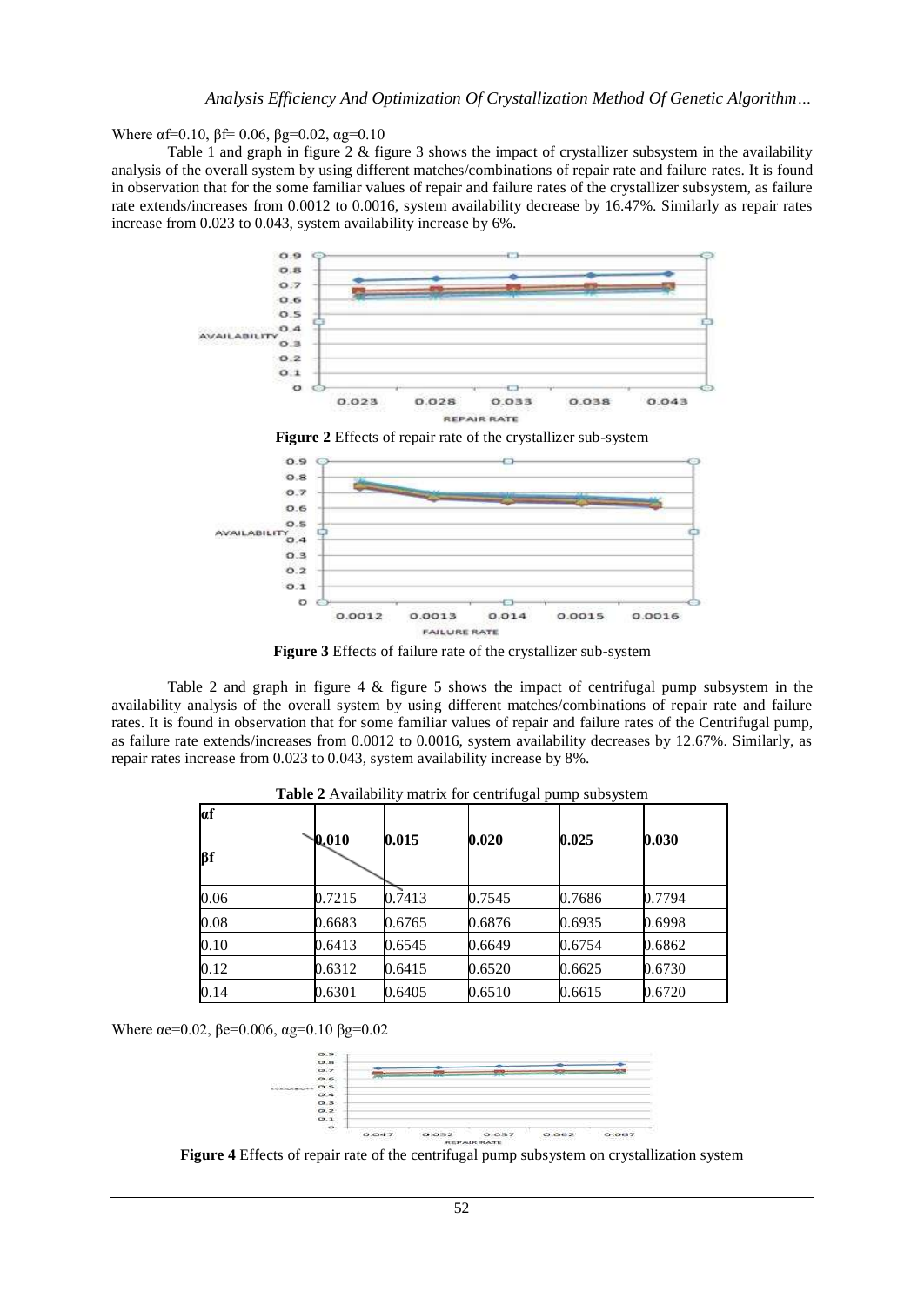Where $\alpha f$=0.10, $\beta f$= 0.06, $\beta g$=0.02, $\alpha g$=0.10

Table 1 and graph in figure 2 & figure 3 shows the impact of crystallizer subsystem in the availability analysis of the overall system by using different matches/combinations of repair rate and failure rates. It is found in observation that for the some familiar values of repair and failure rates of the crystallizer subsystem, as failure rate extends/increases from 0.0012 to 0.0016, system availability decrease by 16.47%. Similarly as repair rates increase from 0.023 to 0.043, system availability increase by 6%.

**Figure 2** Effects of repair rate of the crystallizer sub-system

**Figure 3** Effects of failure rate of the crystallizer sub-system

Table 2 and graph in figure 4 & figure 5 shows the impact of centrifugal pump subsystem in the availability analysis of the overall system by using different matches/combinations of repair rate and failure rates. It is found in observation that for some familiar values of repair and failure rates of the Centrifugal pump, as failure rate extends/increases from 0.0012 to 0.0016, system availability decreases by 12.67%. Similarly, as repair rates increase from 0.023 to 0.043, system availability increase by 8%.

**Table 2** Availability matrix for centrifugal pump subsystem

| $\alpha f$ / $\beta f$ | 0.010 | 0.015 | 0.020 | 0.025 | 0.030 |
|---|---|---|---|---|---|
| 0.06 | 0.7215 | 0.7413 | 0.7545 | 0.7686 | 0.7794 |
| 0.08 | 0.6683 | 0.6765 | 0.6876 | 0.6935 | 0.6998 |
| 0.10 | 0.6413 | 0.6545 | 0.6649 | 0.6754 | 0.6862 |
| 0.12 | 0.6312 | 0.6415 | 0.6520 | 0.6625 | 0.6730 |
| 0.14 | 0.6301 | 0.6405 | 0.6510 | 0.6615 | 0.6720 |

Where $\alpha e$=0.02, $\beta e$=0.006, $\alpha g$=0.10 $\beta g$=0.02

**Figure 4** Effects of repair rate of the centrifugal pump subsystem on crystallization system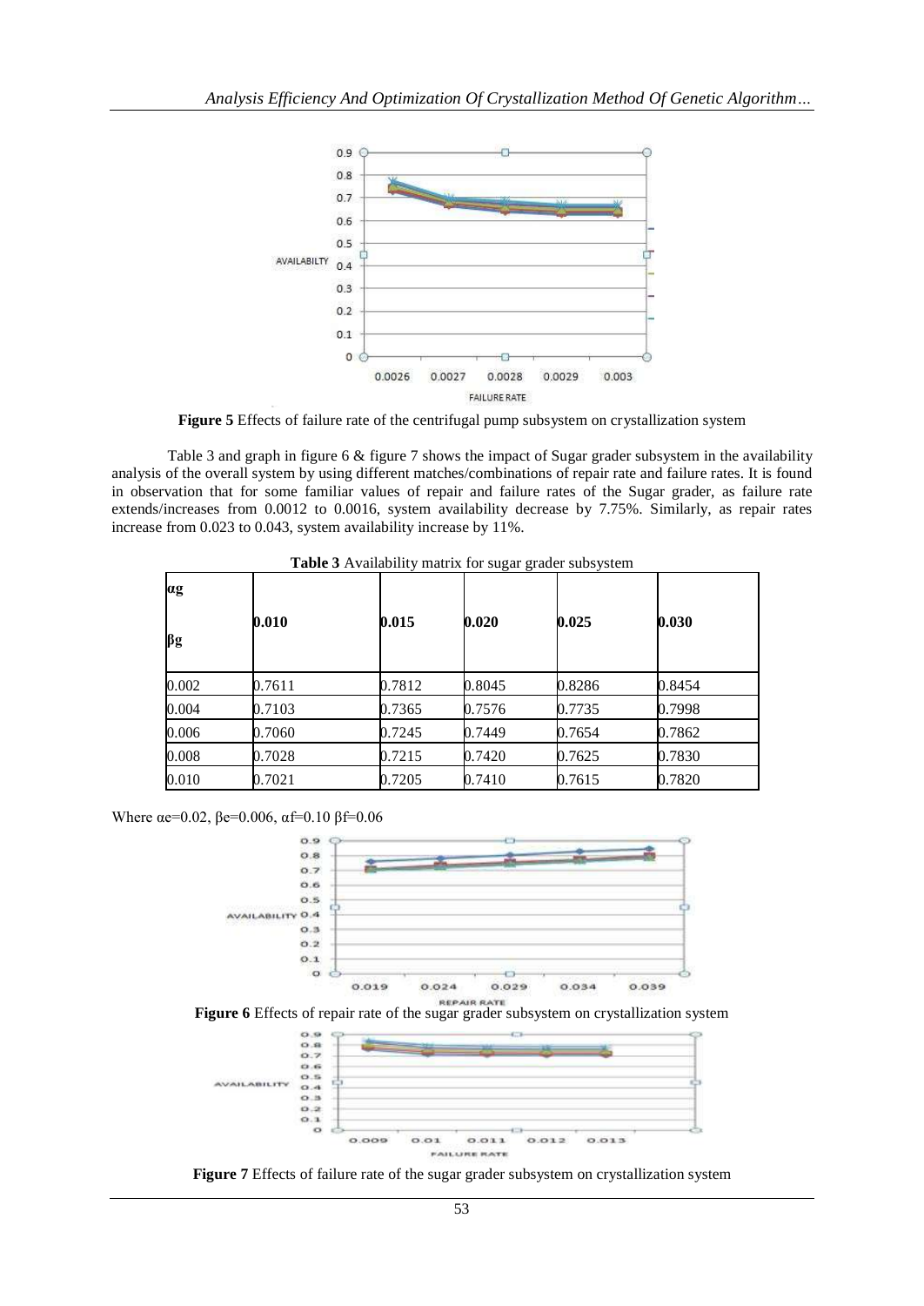**Figure 5** Effects of failure rate of the centrifugal pump subsystem on crystallization system

Table 3 and graph in figure 6 & figure 7 shows the impact of Sugar grader subsystem in the availability analysis of the overall system by using different matches/combinations of repair rate and failure rates. It is found in observation that for some familiar values of repair and failure rates of the Sugar grader, as failure rate extends/increases from 0.0012 to 0.0016, system availability decrease by 7.75%. Similarly, as repair rates increase from 0.023 to 0.043, system availability increase by 11%.

**Table 3** Availability matrix for sugar grader subsystem

| $\alpha_g$ / $\beta_g$ | 0.010 | 0.015 | 0.020 | 0.025 | 0.030 |
|---|---|---|---|---|---|
| 0.002 | 0.7611 | 0.7812 | 0.8045 | 0.8286 | 0.8454 |
| 0.004 | 0.7103 | 0.7365 | 0.7576 | 0.7735 | 0.7998 |
| 0.006 | 0.7060 | 0.7245 | 0.7449 | 0.7654 | 0.7862 |
| 0.008 | 0.7028 | 0.7215 | 0.7420 | 0.7625 | 0.7830 |
| 0.010 | 0.7021 | 0.7205 | 0.7410 | 0.7615 | 0.7820 |

Where $\alpha_e$=0.02, $\beta_e$=0.006, $\alpha_f$=0.10 $\beta_f$=0.06

**Figure 6** Effects of repair rate of the sugar grader subsystem on crystallization system

**Figure 7** Effects of failure rate of the sugar grader subsystem on crystallization system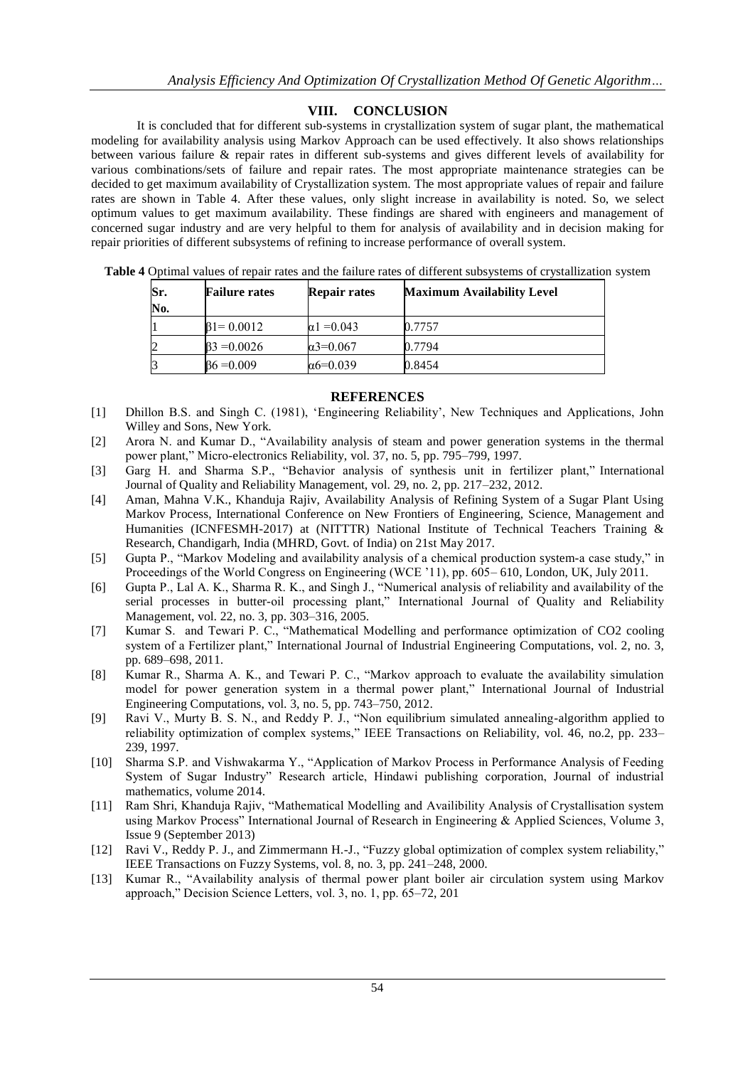## VIII. CONCLUSION

It is concluded that for different sub-systems in crystallization system of sugar plant, the mathematical modeling for availability analysis using Markov Approach can be used effectively. It also shows relationships between various failure & repair rates in different sub-systems and gives different levels of availability for various combinations/sets of failure and repair rates. The most appropriate maintenance strategies can be decided to get maximum availability of Crystallization system. The most appropriate values of repair and failure rates are shown in Table 4. After these values, only slight increase in availability is noted. So, we select optimum values to get maximum availability. These findings are shared with engineers and management of concerned sugar industry and are very helpful to them for analysis of availability and in decision making for repair priorities of different subsystems of refining to increase performance of overall system.

**Table 4** Optimal values of repair rates and the failure rates of different subsystems of crystallization system

| Sr. No. | Failure rates | Repair rates | Maximum Availability Level |
|---|---|---|---|
| 1 | $\beta 1= 0.0012$ | $\alpha 1 =0.043$ | 0.7757 |
| 2 | $\beta 3 =0.0026$ | $\alpha 3=0.067$ | 0.7794 |
| 3 | $\beta 6 =0.009$ | $\alpha 6=0.039$ | 0.8454 |

## REFERENCES

[1] Dhillon B.S. and Singh C. (1981), 'Engineering Reliability', New Techniques and Applications, John Willey and Sons, New York.

[2] Arora N. and Kumar D., "Availability analysis of steam and power generation systems in the thermal power plant," Micro-electronics Reliability, vol. 37, no. 5, pp. 795–799, 1997.

[3] Garg H. and Sharma S.P., "Behavior analysis of synthesis unit in fertilizer plant," International Journal of Quality and Reliability Management, vol. 29, no. 2, pp. 217–232, 2012.

[4] Aman, Mahna V.K., Khanduja Rajiv, Availability Analysis of Refining System of a Sugar Plant Using Markov Process, International Conference on New Frontiers of Engineering, Science, Management and Humanities (ICNFESMH-2017) at (NITTTR) National Institute of Technical Teachers Training & Research, Chandigarh, India (MHRD, Govt. of India) on 21st May 2017.

[5] Gupta P., "Markov Modeling and availability analysis of a chemical production system-a case study," in Proceedings of the World Congress on Engineering (WCE '11), pp. 605– 610, London, UK, July 2011.

[6] Gupta P., Lal A. K., Sharma R. K., and Singh J., "Numerical analysis of reliability and availability of the serial processes in butter-oil processing plant," International Journal of Quality and Reliability Management, vol. 22, no. 3, pp. 303–316, 2005.

[7] Kumar S. and Tewari P. C., "Mathematical Modelling and performance optimization of CO2 cooling system of a Fertilizer plant," International Journal of Industrial Engineering Computations, vol. 2, no. 3, pp. 689–698, 2011.

[8] Kumar R., Sharma A. K., and Tewari P. C., "Markov approach to evaluate the availability simulation model for power generation system in a thermal power plant," International Journal of Industrial Engineering Computations, vol. 3, no. 5, pp. 743–750, 2012.

[9] Ravi V., Murty B. S. N., and Reddy P. J., "Non equilibrium simulated annealing-algorithm applied to reliability optimization of complex systems," IEEE Transactions on Reliability, vol. 46, no.2, pp. 233–239, 1997.

[10] Sharma S.P. and Vishwakarma Y., "Application of Markov Process in Performance Analysis of Feeding System of Sugar Industry" Research article, Hindawi publishing corporation, Journal of industrial mathematics, volume 2014.

[11] Ram Shri, Khanduja Rajiv, "Mathematical Modelling and Availibility Analysis of Crystallisation system using Markov Process" International Journal of Research in Engineering & Applied Sciences, Volume 3, Issue 9 (September 2013)

[12] Ravi V., Reddy P. J., and Zimmermann H.-J., "Fuzzy global optimization of complex system reliability," IEEE Transactions on Fuzzy Systems, vol. 8, no. 3, pp. 241–248, 2000.

[13] Kumar R., "Availability analysis of thermal power plant boiler air circulation system using Markov approach," Decision Science Letters, vol. 3, no. 1, pp. 65–72, 201